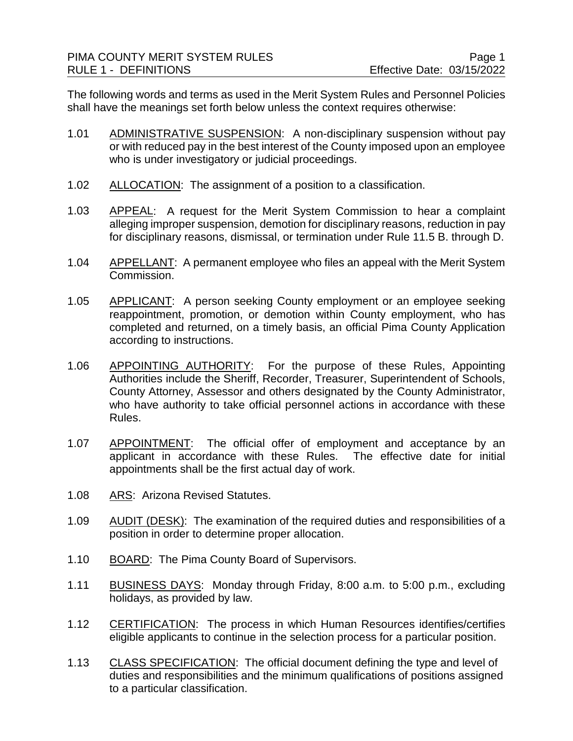The following words and terms as used in the Merit System Rules and Personnel Policies shall have the meanings set forth below unless the context requires otherwise:

1.01 ADMINISTRATIVE SUSPENSION: A non-disciplinary suspension without pay or with reduced pay in the best interest of the County imposed upon an employee who is under investigatory or judicial proceedings.

1.02 ALLOCATION: The assignment of a position to a classification.

1.03 APPEAL: A request for the Merit System Commission to hear a complaint alleging improper suspension, demotion for disciplinary reasons, reduction in pay for disciplinary reasons, dismissal, or termination under Rule 11.5 B. through D.

1.04 APPELLANT: A permanent employee who files an appeal with the Merit System Commission.

1.05 APPLICANT: A person seeking County employment or an employee seeking reappointment, promotion, or demotion within County employment, who has completed and returned, on a timely basis, an official Pima County Application according to instructions.

1.06 APPOINTING AUTHORITY: For the purpose of these Rules, Appointing Authorities include the Sheriff, Recorder, Treasurer, Superintendent of Schools, County Attorney, Assessor and others designated by the County Administrator, who have authority to take official personnel actions in accordance with these Rules.

1.07 APPOINTMENT: The official offer of employment and acceptance by an applicant in accordance with these Rules. The effective date for initial appointments shall be the first actual day of work.

1.08 ARS: Arizona Revised Statutes.

1.09 AUDIT (DESK): The examination of the required duties and responsibilities of a position in order to determine proper allocation.

1.10 BOARD: The Pima County Board of Supervisors.

1.11 BUSINESS DAYS: Monday through Friday, 8:00 a.m. to 5:00 p.m., excluding holidays, as provided by law.

1.12 CERTIFICATION: The process in which Human Resources identifies/certifies eligible applicants to continue in the selection process for a particular position.

1.13 CLASS SPECIFICATION: The official document defining the type and level of duties and responsibilities and the minimum qualifications of positions assigned to a particular classification.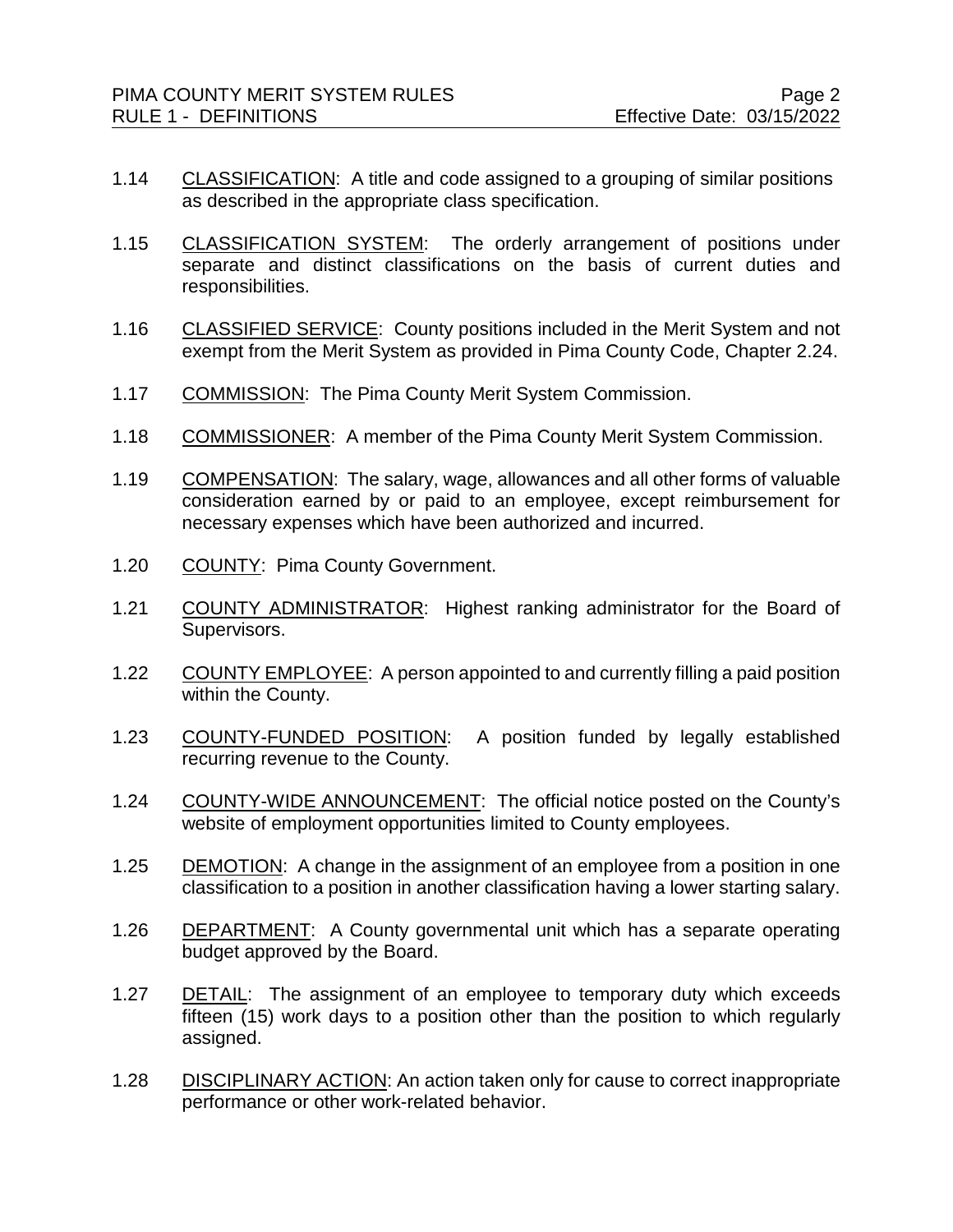1.14 CLASSIFICATION: A title and code assigned to a grouping of similar positions as described in the appropriate class specification.

1.15 CLASSIFICATION SYSTEM: The orderly arrangement of positions under separate and distinct classifications on the basis of current duties and responsibilities.

1.16 CLASSIFIED SERVICE: County positions included in the Merit System and not exempt from the Merit System as provided in Pima County Code, Chapter 2.24.

1.17 COMMISSION: The Pima County Merit System Commission.

1.18 COMMISSIONER: A member of the Pima County Merit System Commission.

1.19 COMPENSATION: The salary, wage, allowances and all other forms of valuable consideration earned by or paid to an employee, except reimbursement for necessary expenses which have been authorized and incurred.

1.20 COUNTY: Pima County Government.

1.21 COUNTY ADMINISTRATOR: Highest ranking administrator for the Board of Supervisors.

1.22 COUNTY EMPLOYEE: A person appointed to and currently filling a paid position within the County.

1.23 COUNTY-FUNDED POSITION: A position funded by legally established recurring revenue to the County.

1.24 COUNTY-WIDE ANNOUNCEMENT: The official notice posted on the County's website of employment opportunities limited to County employees.

1.25 DEMOTION: A change in the assignment of an employee from a position in one classification to a position in another classification having a lower starting salary.

1.26 DEPARTMENT: A County governmental unit which has a separate operating budget approved by the Board.

1.27 DETAIL: The assignment of an employee to temporary duty which exceeds fifteen (15) work days to a position other than the position to which regularly assigned.

1.28 DISCIPLINARY ACTION: An action taken only for cause to correct inappropriate performance or other work-related behavior.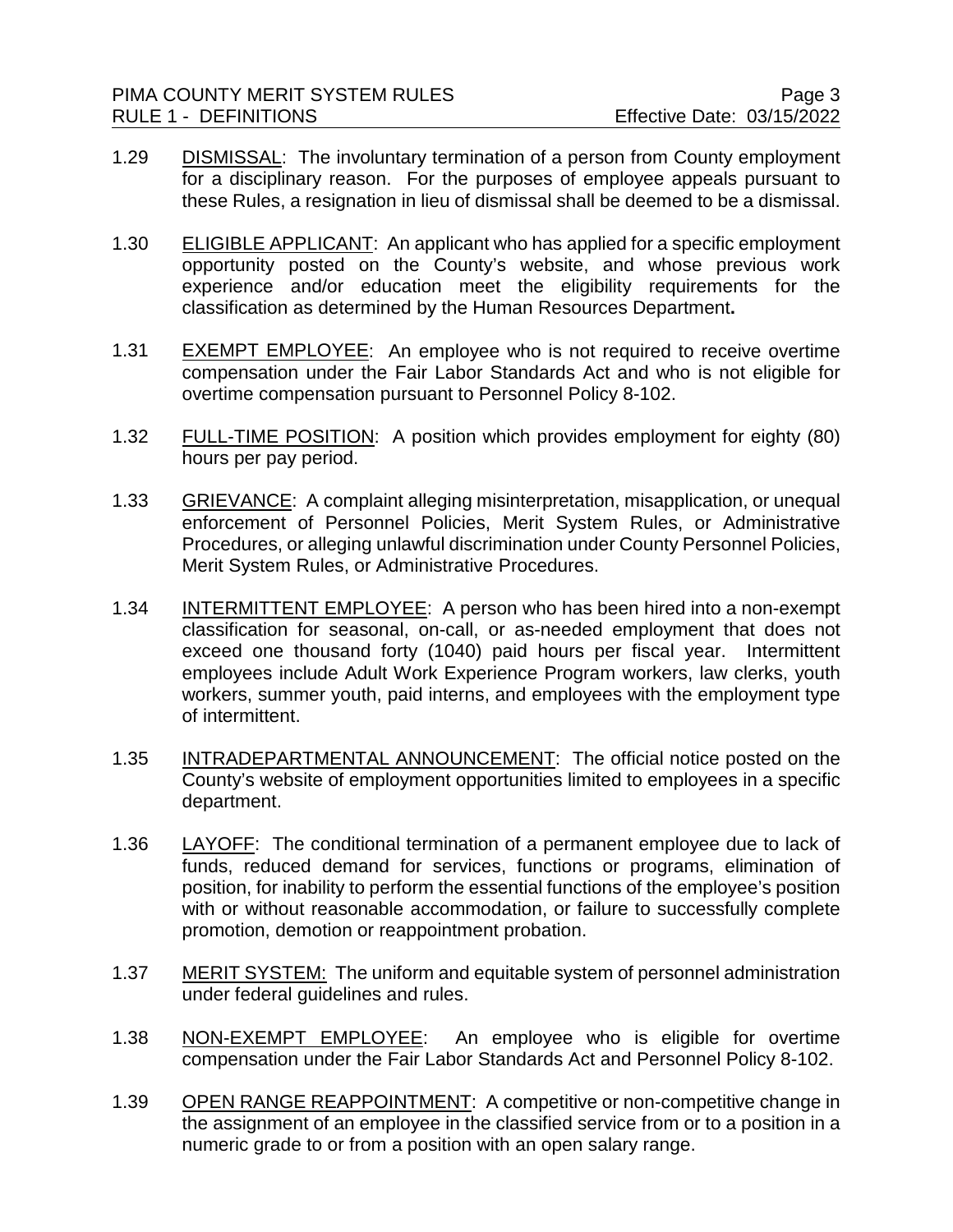1.29 DISMISSAL: The involuntary termination of a person from County employment for a disciplinary reason. For the purposes of employee appeals pursuant to these Rules, a resignation in lieu of dismissal shall be deemed to be a dismissal.

1.30 ELIGIBLE APPLICANT: An applicant who has applied for a specific employment opportunity posted on the County's website, and whose previous work experience and/or education meet the eligibility requirements for the classification as determined by the Human Resources Department.

1.31 EXEMPT EMPLOYEE: An employee who is not required to receive overtime compensation under the Fair Labor Standards Act and who is not eligible for overtime compensation pursuant to Personnel Policy 8-102.

1.32 FULL-TIME POSITION: A position which provides employment for eighty (80) hours per pay period.

1.33 GRIEVANCE: A complaint alleging misinterpretation, misapplication, or unequal enforcement of Personnel Policies, Merit System Rules, or Administrative Procedures, or alleging unlawful discrimination under County Personnel Policies, Merit System Rules, or Administrative Procedures.

1.34 INTERMITTENT EMPLOYEE: A person who has been hired into a non-exempt classification for seasonal, on-call, or as-needed employment that does not exceed one thousand forty (1040) paid hours per fiscal year. Intermittent employees include Adult Work Experience Program workers, law clerks, youth workers, summer youth, paid interns, and employees with the employment type of intermittent.

1.35 INTRADEPARTMENTAL ANNOUNCEMENT: The official notice posted on the County's website of employment opportunities limited to employees in a specific department.

1.36 LAYOFF: The conditional termination of a permanent employee due to lack of funds, reduced demand for services, functions or programs, elimination of position, for inability to perform the essential functions of the employee's position with or without reasonable accommodation, or failure to successfully complete promotion, demotion or reappointment probation.

1.37 MERIT SYSTEM: The uniform and equitable system of personnel administration under federal guidelines and rules.

1.38 NON-EXEMPT EMPLOYEE: An employee who is eligible for overtime compensation under the Fair Labor Standards Act and Personnel Policy 8-102.

1.39 OPEN RANGE REAPPOINTMENT: A competitive or non-competitive change in the assignment of an employee in the classified service from or to a position in a numeric grade to or from a position with an open salary range.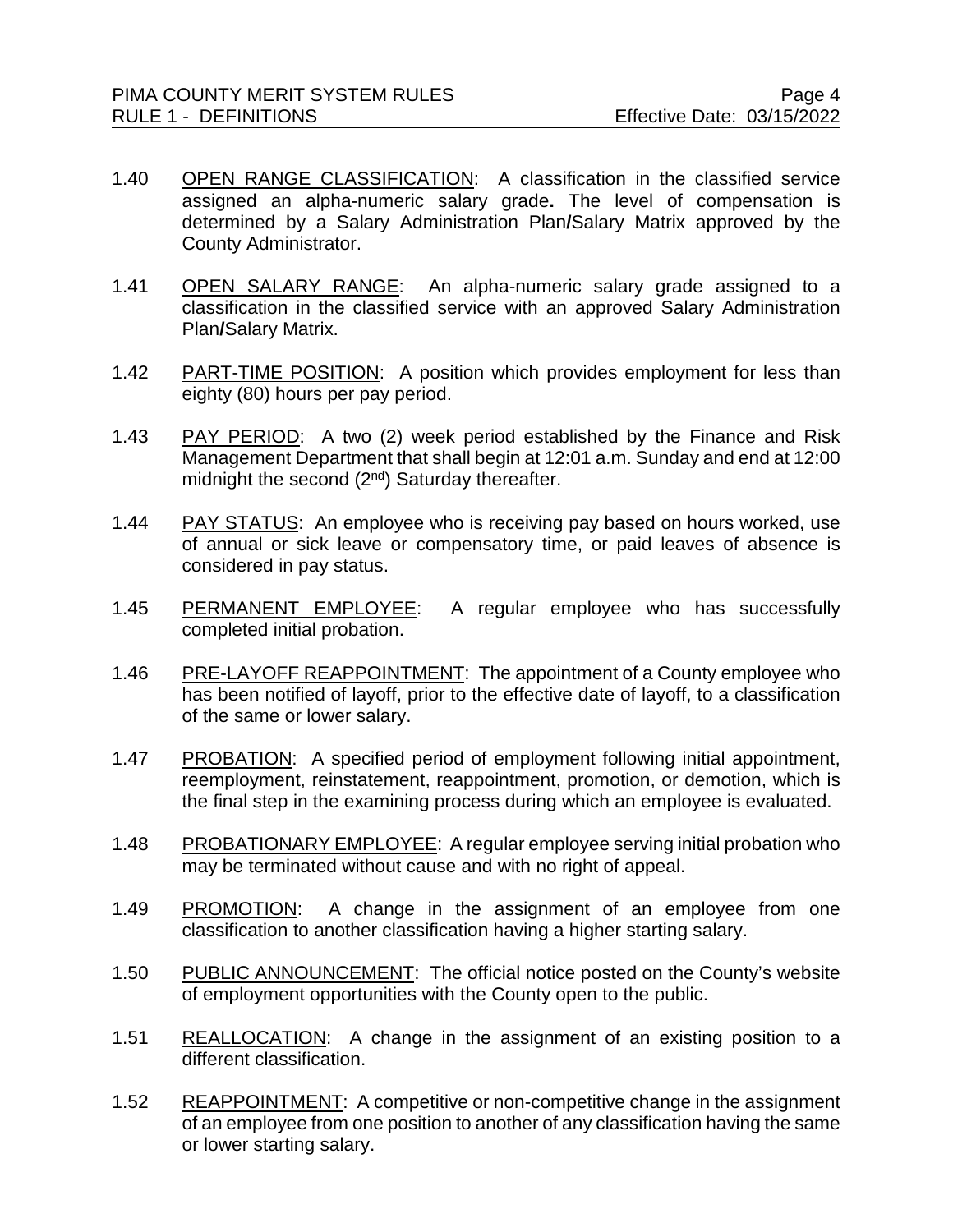1.40 OPEN RANGE CLASSIFICATION: A classification in the classified service assigned an alpha-numeric salary grade**.** The level of compensation is determined by a Salary Administration Plan**/**Salary Matrix approved by the County Administrator.

1.41 OPEN SALARY RANGE: An alpha-numeric salary grade assigned to a classification in the classified service with an approved Salary Administration Plan**/**Salary Matrix.

1.42 PART-TIME POSITION: A position which provides employment for less than eighty (80) hours per pay period.

1.43 PAY PERIOD: A two (2) week period established by the Finance and Risk Management Department that shall begin at 12:01 a.m. Sunday and end at 12:00 midnight the second (2nd) Saturday thereafter.

1.44 PAY STATUS: An employee who is receiving pay based on hours worked, use of annual or sick leave or compensatory time, or paid leaves of absence is considered in pay status.

1.45 PERMANENT EMPLOYEE: A regular employee who has successfully completed initial probation.

1.46 PRE-LAYOFF REAPPOINTMENT: The appointment of a County employee who has been notified of layoff, prior to the effective date of layoff, to a classification of the same or lower salary.

1.47 PROBATION: A specified period of employment following initial appointment, reemployment, reinstatement, reappointment, promotion, or demotion, which is the final step in the examining process during which an employee is evaluated.

1.48 PROBATIONARY EMPLOYEE: A regular employee serving initial probation who may be terminated without cause and with no right of appeal.

1.49 PROMOTION: A change in the assignment of an employee from one classification to another classification having a higher starting salary.

1.50 PUBLIC ANNOUNCEMENT: The official notice posted on the County's website of employment opportunities with the County open to the public.

1.51 REALLOCATION: A change in the assignment of an existing position to a different classification.

1.52 REAPPOINTMENT: A competitive or non-competitive change in the assignment of an employee from one position to another of any classification having the same or lower starting salary.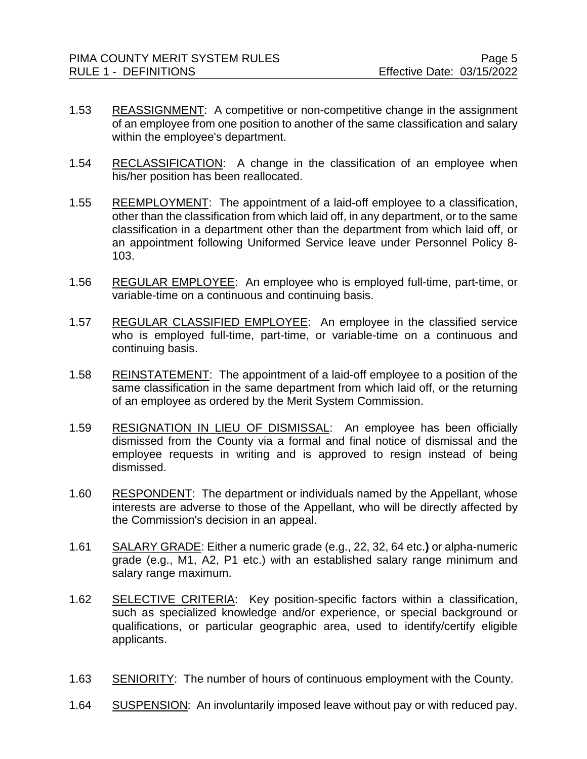1.53 REASSIGNMENT: A competitive or non-competitive change in the assignment of an employee from one position to another of the same classification and salary within the employee's department.

1.54 RECLASSIFICATION: A change in the classification of an employee when his/her position has been reallocated.

1.55 REEMPLOYMENT: The appointment of a laid-off employee to a classification, other than the classification from which laid off, in any department, or to the same classification in a department other than the department from which laid off, or an appointment following Uniformed Service leave under Personnel Policy 8-103.

1.56 REGULAR EMPLOYEE: An employee who is employed full-time, part-time, or variable-time on a continuous and continuing basis.

1.57 REGULAR CLASSIFIED EMPLOYEE: An employee in the classified service who is employed full-time, part-time, or variable-time on a continuous and continuing basis.

1.58 REINSTATEMENT: The appointment of a laid-off employee to a position of the same classification in the same department from which laid off, or the returning of an employee as ordered by the Merit System Commission.

1.59 RESIGNATION IN LIEU OF DISMISSAL: An employee has been officially dismissed from the County via a formal and final notice of dismissal and the employee requests in writing and is approved to resign instead of being dismissed.

1.60 RESPONDENT: The department or individuals named by the Appellant, whose interests are adverse to those of the Appellant, who will be directly affected by the Commission's decision in an appeal.

1.61 SALARY GRADE: Either a numeric grade (e.g., 22, 32, 64 etc.**)** or alpha-numeric grade (e.g., M1, A2, P1 etc.) with an established salary range minimum and salary range maximum.

1.62 SELECTIVE CRITERIA: Key position-specific factors within a classification, such as specialized knowledge and/or experience, or special background or qualifications, or particular geographic area, used to identify/certify eligible applicants.

1.63 SENIORITY: The number of hours of continuous employment with the County.

1.64 SUSPENSION: An involuntarily imposed leave without pay or with reduced pay.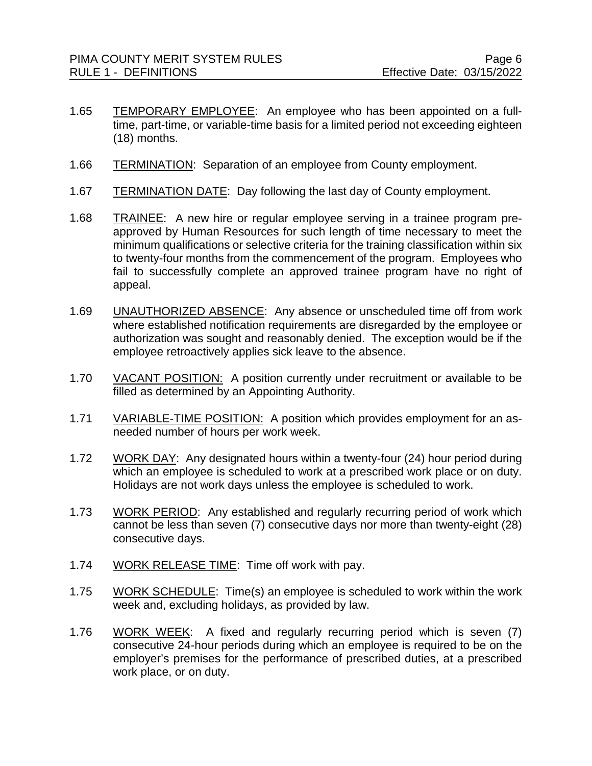1.65 TEMPORARY EMPLOYEE: An employee who has been appointed on a full-time, part-time, or variable-time basis for a limited period not exceeding eighteen (18) months.

1.66 TERMINATION: Separation of an employee from County employment.

1.67 TERMINATION DATE: Day following the last day of County employment.

1.68 TRAINEE: A new hire or regular employee serving in a trainee program pre-approved by Human Resources for such length of time necessary to meet the minimum qualifications or selective criteria for the training classification within six to twenty-four months from the commencement of the program. Employees who fail to successfully complete an approved trainee program have no right of appeal.

1.69 UNAUTHORIZED ABSENCE: Any absence or unscheduled time off from work where established notification requirements are disregarded by the employee or authorization was sought and reasonably denied. The exception would be if the employee retroactively applies sick leave to the absence.

1.70 VACANT POSITION: A position currently under recruitment or available to be filled as determined by an Appointing Authority.

1.71 VARIABLE-TIME POSITION: A position which provides employment for an as-needed number of hours per work week.

1.72 WORK DAY: Any designated hours within a twenty-four (24) hour period during which an employee is scheduled to work at a prescribed work place or on duty. Holidays are not work days unless the employee is scheduled to work.

1.73 WORK PERIOD: Any established and regularly recurring period of work which cannot be less than seven (7) consecutive days nor more than twenty-eight (28) consecutive days.

1.74 WORK RELEASE TIME: Time off work with pay.

1.75 WORK SCHEDULE: Time(s) an employee is scheduled to work within the work week and, excluding holidays, as provided by law.

1.76 WORK WEEK: A fixed and regularly recurring period which is seven (7) consecutive 24-hour periods during which an employee is required to be on the employer's premises for the performance of prescribed duties, at a prescribed work place, or on duty.